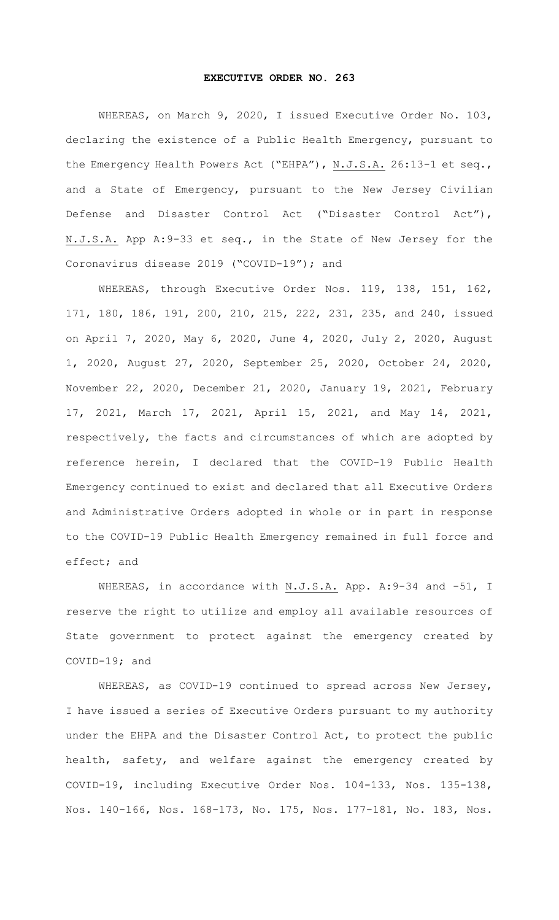# EXECUTIVE ORDER NO. 263

WHEREAS, on March 9, 2020, I issued Executive Order No. 103, declaring the existence of a Public Health Emergency, pursuant to the Emergency Health Powers Act ("EHPA"), N.J.S.A. 26:13-1 et seq., and a State of Emergency, pursuant to the New Jersey Civilian Defense and Disaster Control Act ("Disaster Control Act"), N.J.S.A. App A:9-33 et seq., in the State of New Jersey for the Coronavirus disease 2019 ("COVID-19"); and

WHEREAS, through Executive Order Nos. 119, 138, 151, 162, 171, 180, 186, 191, 200, 210, 215, 222, 231, 235, and 240, issued on April 7, 2020, May 6, 2020, June 4, 2020, July 2, 2020, August 1, 2020, August 27, 2020, September 25, 2020, October 24, 2020, November 22, 2020, December 21, 2020, January 19, 2021, February 17, 2021, March 17, 2021, April 15, 2021, and May 14, 2021, respectively, the facts and circumstances of which are adopted by reference herein, I declared that the COVID-19 Public Health Emergency continued to exist and declared that all Executive Orders and Administrative Orders adopted in whole or in part in response to the COVID-19 Public Health Emergency remained in full force and effect; and

WHEREAS, in accordance with N.J.S.A. App. A:9-34 and -51, I reserve the right to utilize and employ all available resources of State government to protect against the emergency created by COVID-19; and

WHEREAS, as COVID-19 continued to spread across New Jersey, I have issued a series of Executive Orders pursuant to my authority under the EHPA and the Disaster Control Act, to protect the public health, safety, and welfare against the emergency created by COVID-19, including Executive Order Nos. 104-133, Nos. 135-138, Nos. 140-166, Nos. 168-173, No. 175, Nos. 177-181, No. 183, Nos.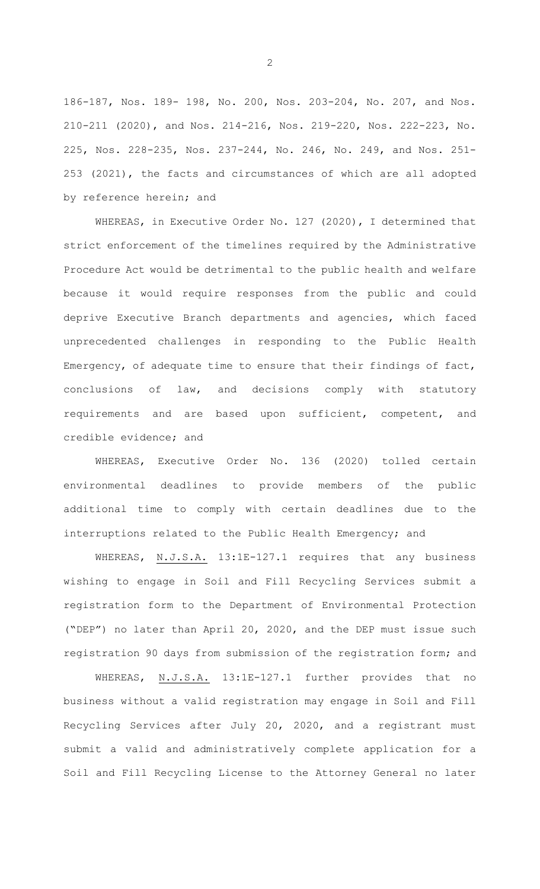186-187, Nos. 189- 198, No. 200, Nos. 203-204, No. 207, and Nos. 210-211 (2020), and Nos. 214-216, Nos. 219-220, Nos. 222-223, No. 225, Nos. 228-235, Nos. 237-244, No. 246, No. 249, and Nos. 251-253 (2021), the facts and circumstances of which are all adopted by reference herein; and

WHEREAS, in Executive Order No. 127 (2020), I determined that strict enforcement of the timelines required by the Administrative Procedure Act would be detrimental to the public health and welfare because it would require responses from the public and could deprive Executive Branch departments and agencies, which faced unprecedented challenges in responding to the Public Health Emergency, of adequate time to ensure that their findings of fact, conclusions of law, and decisions comply with statutory requirements and are based upon sufficient, competent, and credible evidence; and

WHEREAS, Executive Order No. 136 (2020) tolled certain environmental deadlines to provide members of the public additional time to comply with certain deadlines due to the interruptions related to the Public Health Emergency; and

WHEREAS, N.J.S.A. 13:1E-127.1 requires that any business wishing to engage in Soil and Fill Recycling Services submit a registration form to the Department of Environmental Protection ("DEP") no later than April 20, 2020, and the DEP must issue such registration 90 days from submission of the registration form; and

WHEREAS, N.J.S.A. 13:1E-127.1 further provides that no business without a valid registration may engage in Soil and Fill Recycling Services after July 20, 2020, and a registrant must submit a valid and administratively complete application for a Soil and Fill Recycling License to the Attorney General no later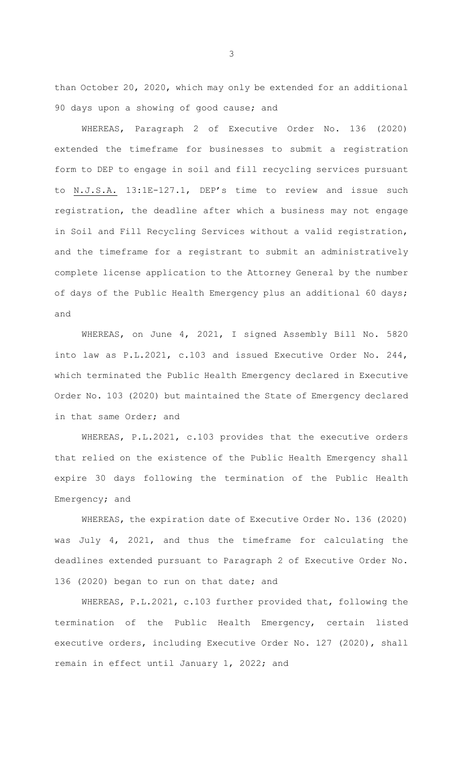than October 20, 2020, which may only be extended for an additional 90 days upon a showing of good cause; and

WHEREAS, Paragraph 2 of Executive Order No. 136 (2020) extended the timeframe for businesses to submit a registration form to DEP to engage in soil and fill recycling services pursuant to N.J.S.A. 13:1E-127.1, DEP's time to review and issue such registration, the deadline after which a business may not engage in Soil and Fill Recycling Services without a valid registration, and the timeframe for a registrant to submit an administratively complete license application to the Attorney General by the number of days of the Public Health Emergency plus an additional 60 days; and

WHEREAS, on June 4, 2021, I signed Assembly Bill No. 5820 into law as P.L.2021, c.103 and issued Executive Order No. 244, which terminated the Public Health Emergency declared in Executive Order No. 103 (2020) but maintained the State of Emergency declared in that same Order; and

WHEREAS, P.L.2021, c.103 provides that the executive orders that relied on the existence of the Public Health Emergency shall expire 30 days following the termination of the Public Health Emergency; and

WHEREAS, the expiration date of Executive Order No. 136 (2020) was July 4, 2021, and thus the timeframe for calculating the deadlines extended pursuant to Paragraph 2 of Executive Order No. 136 (2020) began to run on that date; and

WHEREAS, P.L.2021, c.103 further provided that, following the termination of the Public Health Emergency, certain listed executive orders, including Executive Order No. 127 (2020), shall remain in effect until January 1, 2022; and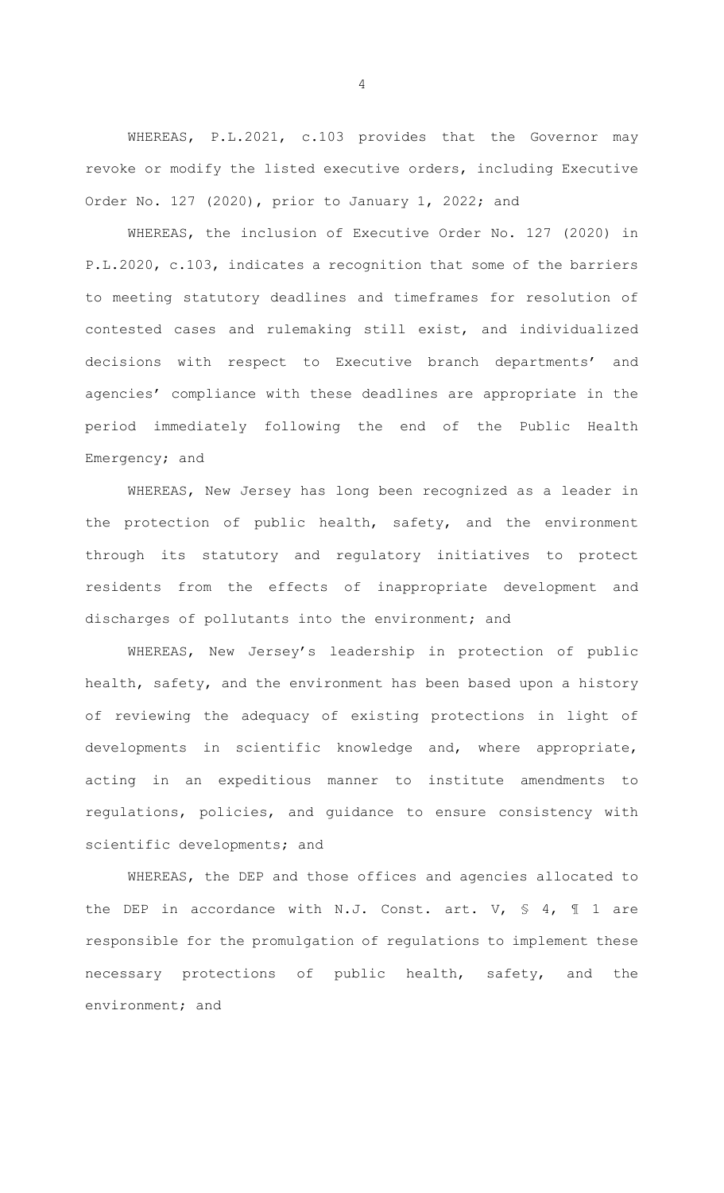WHEREAS, P.L.2021, c.103 provides that the Governor may revoke or modify the listed executive orders, including Executive Order No. 127 (2020), prior to January 1, 2022; and

WHEREAS, the inclusion of Executive Order No. 127 (2020) in P.L.2020, c.103, indicates a recognition that some of the barriers to meeting statutory deadlines and timeframes for resolution of contested cases and rulemaking still exist, and individualized decisions with respect to Executive branch departments' and agencies' compliance with these deadlines are appropriate in the period immediately following the end of the Public Health Emergency; and

WHEREAS, New Jersey has long been recognized as a leader in the protection of public health, safety, and the environment through its statutory and regulatory initiatives to protect residents from the effects of inappropriate development and discharges of pollutants into the environment; and

WHEREAS, New Jersey's leadership in protection of public health, safety, and the environment has been based upon a history of reviewing the adequacy of existing protections in light of developments in scientific knowledge and, where appropriate, acting in an expeditious manner to institute amendments to regulations, policies, and guidance to ensure consistency with scientific developments; and

WHEREAS, the DEP and those offices and agencies allocated to the DEP in accordance with N.J. Const. art. V, § 4, ¶ 1 are responsible for the promulgation of regulations to implement these necessary protections of public health, safety, and the environment; and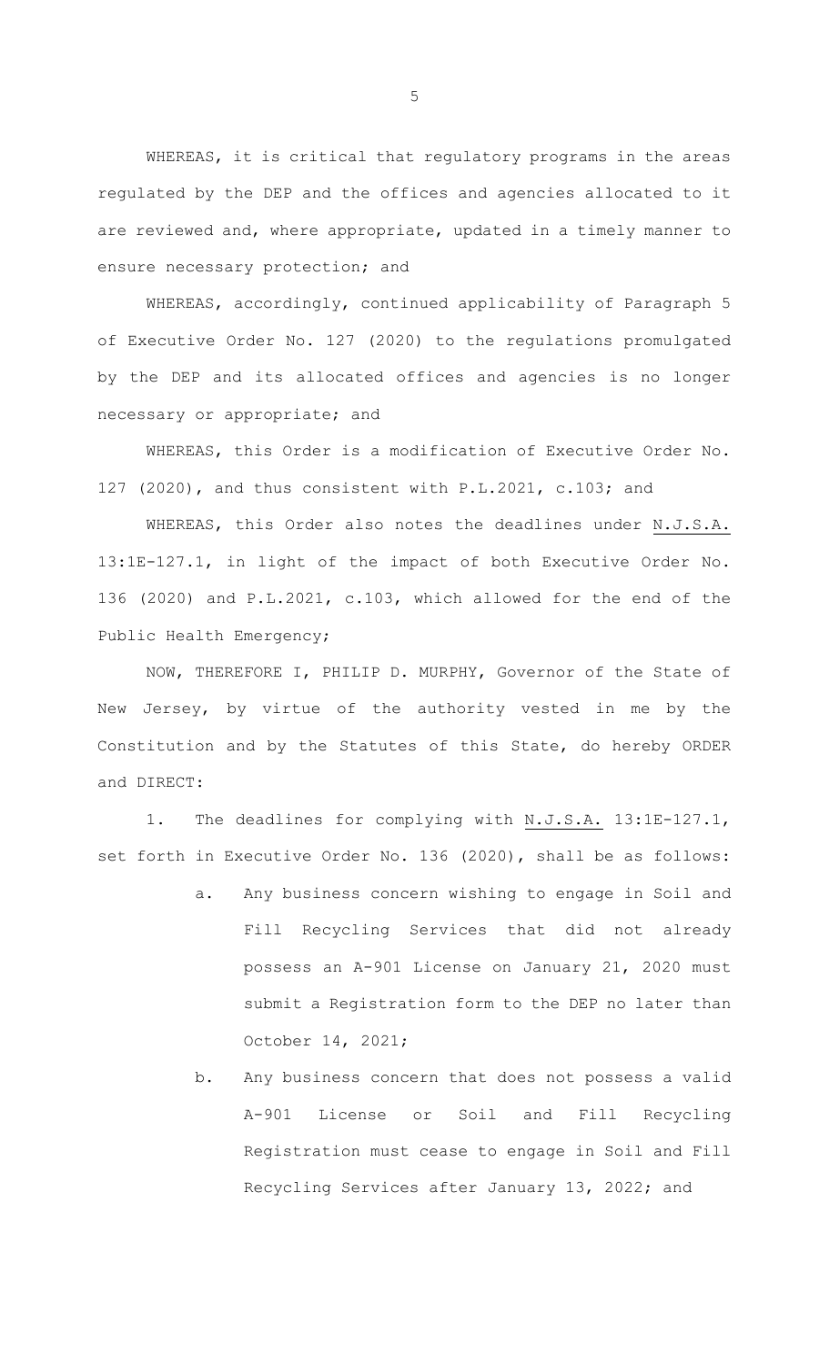WHEREAS, it is critical that regulatory programs in the areas regulated by the DEP and the offices and agencies allocated to it are reviewed and, where appropriate, updated in a timely manner to ensure necessary protection; and

WHEREAS, accordingly, continued applicability of Paragraph 5 of Executive Order No. 127 (2020) to the regulations promulgated by the DEP and its allocated offices and agencies is no longer necessary or appropriate; and

WHEREAS, this Order is a modification of Executive Order No. 127 (2020), and thus consistent with P.L.2021, c.103; and

WHEREAS, this Order also notes the deadlines under N.J.S.A. 13:1E-127.1, in light of the impact of both Executive Order No. 136 (2020) and P.L.2021, c.103, which allowed for the end of the Public Health Emergency;

NOW, THEREFORE I, PHILIP D. MURPHY, Governor of the State of New Jersey, by virtue of the authority vested in me by the Constitution and by the Statutes of this State, do hereby ORDER and DIRECT:

1. The deadlines for complying with N.J.S.A. 13:1E-127.1, set forth in Executive Order No. 136 (2020), shall be as follows:

    a. Any business concern wishing to engage in Soil and Fill Recycling Services that did not already possess an A-901 License on January 21, 2020 must submit a Registration form to the DEP no later than October 14, 2021;

    b. Any business concern that does not possess a valid A-901 License or Soil and Fill Recycling Registration must cease to engage in Soil and Fill Recycling Services after January 13, 2022; and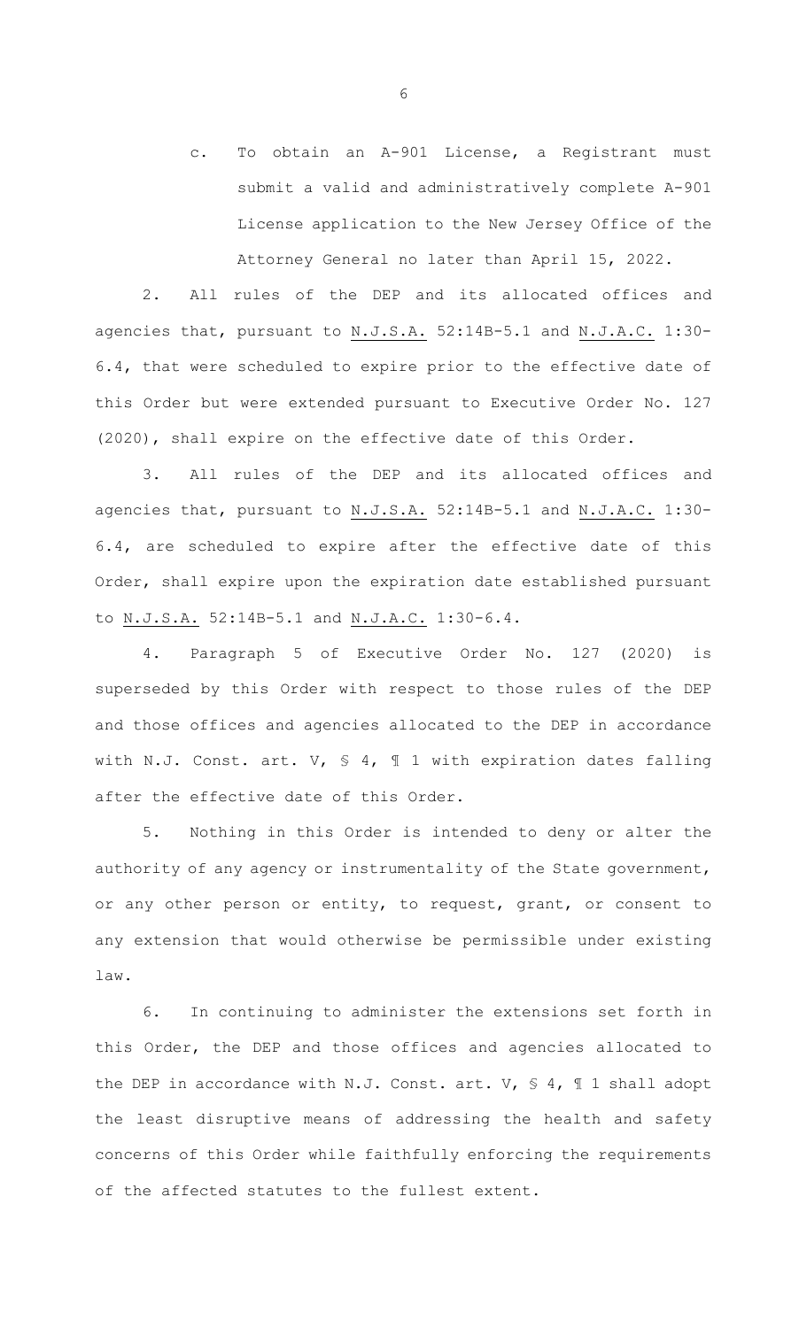c. To obtain an A-901 License, a Registrant must submit a valid and administratively complete A-901 License application to the New Jersey Office of the Attorney General no later than April 15, 2022.

2. All rules of the DEP and its allocated offices and agencies that, pursuant to N.J.S.A. 52:14B-5.1 and N.J.A.C. 1:30-6.4, that were scheduled to expire prior to the effective date of this Order but were extended pursuant to Executive Order No. 127 (2020), shall expire on the effective date of this Order.

3. All rules of the DEP and its allocated offices and agencies that, pursuant to N.J.S.A. 52:14B-5.1 and N.J.A.C. 1:30-6.4, are scheduled to expire after the effective date of this Order, shall expire upon the expiration date established pursuant to N.J.S.A. 52:14B-5.1 and N.J.A.C. 1:30-6.4.

4. Paragraph 5 of Executive Order No. 127 (2020) is superseded by this Order with respect to those rules of the DEP and those offices and agencies allocated to the DEP in accordance with N.J. Const. art. V, § 4, ¶ 1 with expiration dates falling after the effective date of this Order.

5. Nothing in this Order is intended to deny or alter the authority of any agency or instrumentality of the State government, or any other person or entity, to request, grant, or consent to any extension that would otherwise be permissible under existing law.

6. In continuing to administer the extensions set forth in this Order, the DEP and those offices and agencies allocated to the DEP in accordance with N.J. Const. art. V, § 4, ¶ 1 shall adopt the least disruptive means of addressing the health and safety concerns of this Order while faithfully enforcing the requirements of the affected statutes to the fullest extent.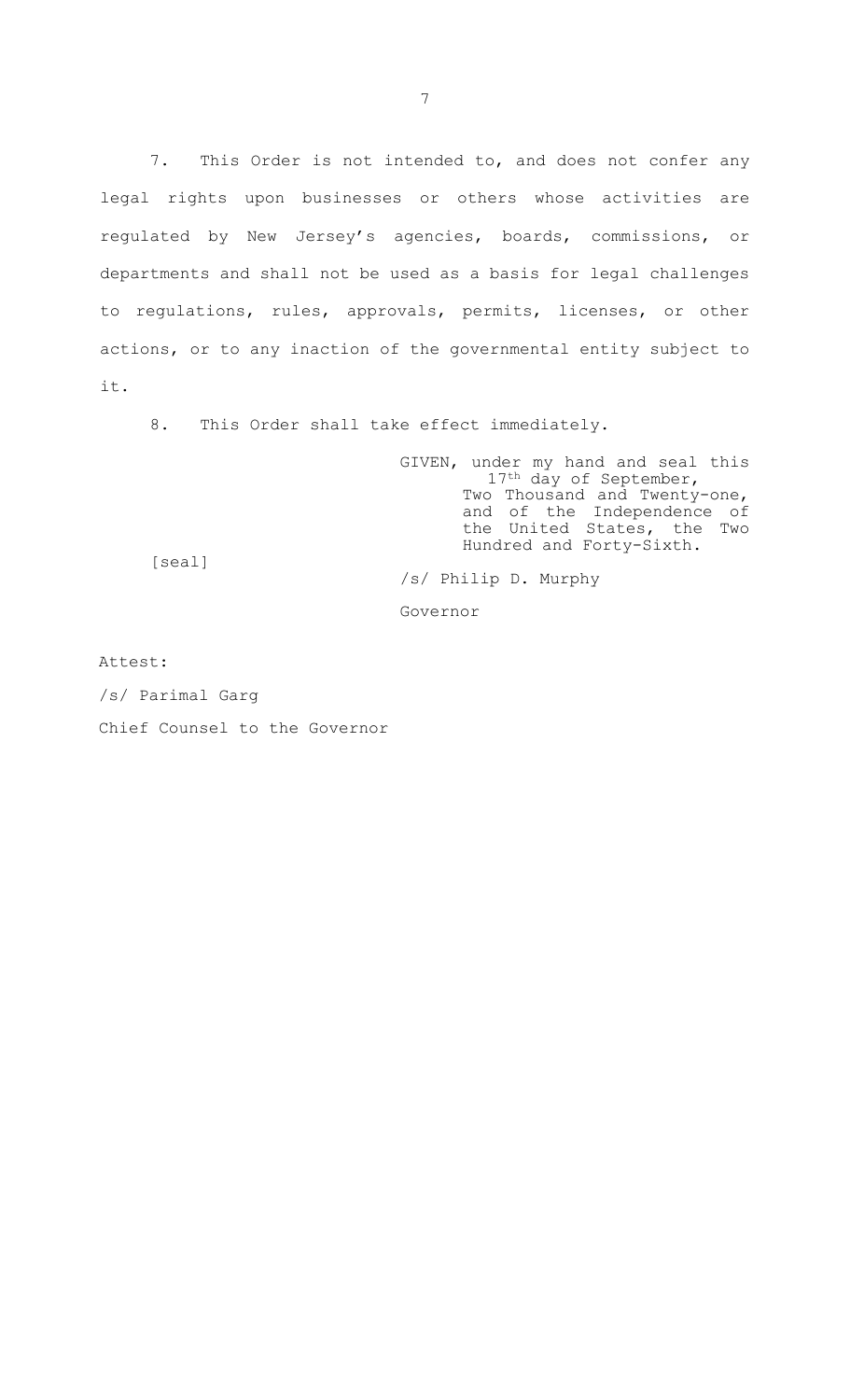7. This Order is not intended to, and does not confer any legal rights upon businesses or others whose activities are regulated by New Jersey's agencies, boards, commissions, or departments and shall not be used as a basis for legal challenges to regulations, rules, approvals, permits, licenses, or other actions, or to any inaction of the governmental entity subject to it.

8. This Order shall take effect immediately.

GIVEN, under my hand and seal this 17th day of September, Two Thousand and Twenty-one, and of the Independence of the United States, the Two Hundred and Forty-Sixth.

[seal]

/s/ Philip D. Murphy

Governor

Attest:

/s/ Parimal Garg

Chief Counsel to the Governor